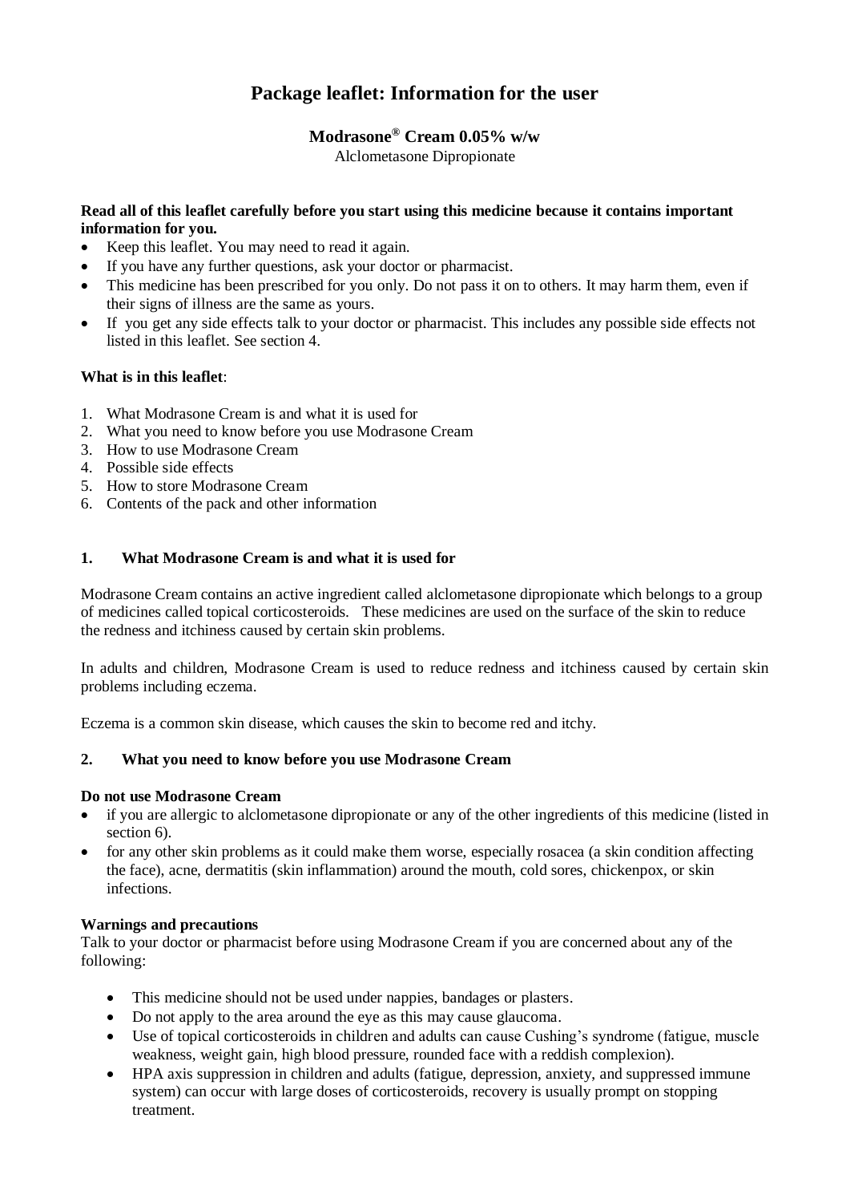# Package leaflet: Information for the user

**Modrasone® Cream 0.05% w/w**

Alclometasone Dipropionate

**Read all of this leaflet carefully before you start using this medicine because it contains important information for you.**

- Keep this leaflet. You may need to read it again.
- If you have any further questions, ask your doctor or pharmacist.
- This medicine has been prescribed for you only. Do not pass it on to others. It may harm them, even if their signs of illness are the same as yours.
- If you get any side effects talk to your doctor or pharmacist. This includes any possible side effects not listed in this leaflet. See section 4.

**What is in this leaflet**:

1. What Modrasone Cream is and what it is used for
2. What you need to know before you use Modrasone Cream
3. How to use Modrasone Cream
4. Possible side effects
5. How to store Modrasone Cream
6. Contents of the pack and other information

## 1. What Modrasone Cream is and what it is used for

Modrasone Cream contains an active ingredient called alclometasone dipropionate which belongs to a group of medicines called topical corticosteroids. These medicines are used on the surface of the skin to reduce the redness and itchiness caused by certain skin problems.

In adults and children, Modrasone Cream is used to reduce redness and itchiness caused by certain skin problems including eczema.

Eczema is a common skin disease, which causes the skin to become red and itchy.

## 2. What you need to know before you use Modrasone Cream

**Do not use Modrasone Cream**

- if you are allergic to alclometasone dipropionate or any of the other ingredients of this medicine (listed in section 6).
- for any other skin problems as it could make them worse, especially rosacea (a skin condition affecting the face), acne, dermatitis (skin inflammation) around the mouth, cold sores, chickenpox, or skin infections.

**Warnings and precautions**

Talk to your doctor or pharmacist before using Modrasone Cream if you are concerned about any of the following:

- This medicine should not be used under nappies, bandages or plasters.
- Do not apply to the area around the eye as this may cause glaucoma.
- Use of topical corticosteroids in children and adults can cause Cushing's syndrome (fatigue, muscle weakness, weight gain, high blood pressure, rounded face with a reddish complexion).
- HPA axis suppression in children and adults (fatigue, depression, anxiety, and suppressed immune system) can occur with large doses of corticosteroids, recovery is usually prompt on stopping treatment.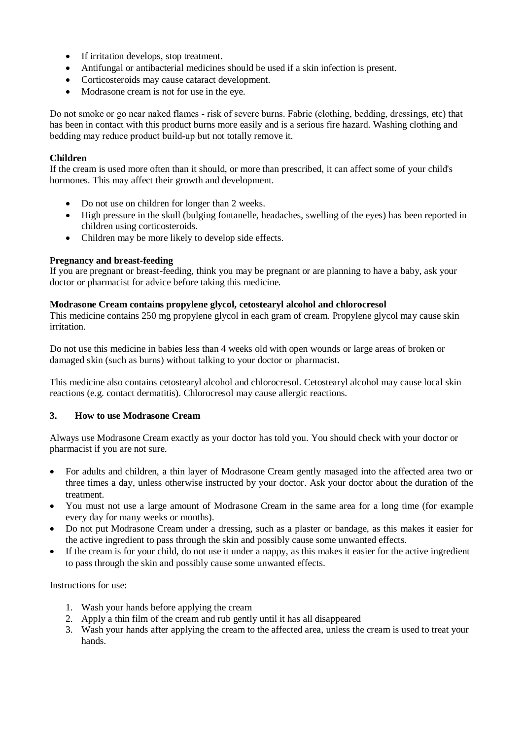- If irritation develops, stop treatment.
- Antifungal or antibacterial medicines should be used if a skin infection is present.
- Corticosteroids may cause cataract development.
- Modrasone cream is not for use in the eye.

Do not smoke or go near naked flames - risk of severe burns. Fabric (clothing, bedding, dressings, etc) that has been in contact with this product burns more easily and is a serious fire hazard. Washing clothing and bedding may reduce product build-up but not totally remove it.

**Children**

If the cream is used more often than it should, or more than prescribed, it can affect some of your child's hormones. This may affect their growth and development.

- Do not use on children for longer than 2 weeks.
- High pressure in the skull (bulging fontanelle, headaches, swelling of the eyes) has been reported in children using corticosteroids.
- Children may be more likely to develop side effects.

**Pregnancy and breast-feeding**

If you are pregnant or breast-feeding, think you may be pregnant or are planning to have a baby, ask your doctor or pharmacist for advice before taking this medicine.

**Modrasone Cream contains propylene glycol, cetostearyl alcohol and chlorocresol**

This medicine contains 250 mg propylene glycol in each gram of cream. Propylene glycol may cause skin irritation.

Do not use this medicine in babies less than 4 weeks old with open wounds or large areas of broken or damaged skin (such as burns) without talking to your doctor or pharmacist.

This medicine also contains cetostearyl alcohol and chlorocresol. Cetostearyl alcohol may cause local skin reactions (e.g. contact dermatitis). Chlorocresol may cause allergic reactions.

## 3. How to use Modrasone Cream

Always use Modrasone Cream exactly as your doctor has told you. You should check with your doctor or pharmacist if you are not sure.

- For adults and children, a thin layer of Modrasone Cream gently masaged into the affected area two or three times a day, unless otherwise instructed by your doctor. Ask your doctor about the duration of the treatment.
- You must not use a large amount of Modrasone Cream in the same area for a long time (for example every day for many weeks or months).
- Do not put Modrasone Cream under a dressing, such as a plaster or bandage, as this makes it easier for the active ingredient to pass through the skin and possibly cause some unwanted effects.
- If the cream is for your child, do not use it under a nappy, as this makes it easier for the active ingredient to pass through the skin and possibly cause some unwanted effects.

Instructions for use:

1. Wash your hands before applying the cream
2. Apply a thin film of the cream and rub gently until it has all disappeared
3. Wash your hands after applying the cream to the affected area, unless the cream is used to treat your hands.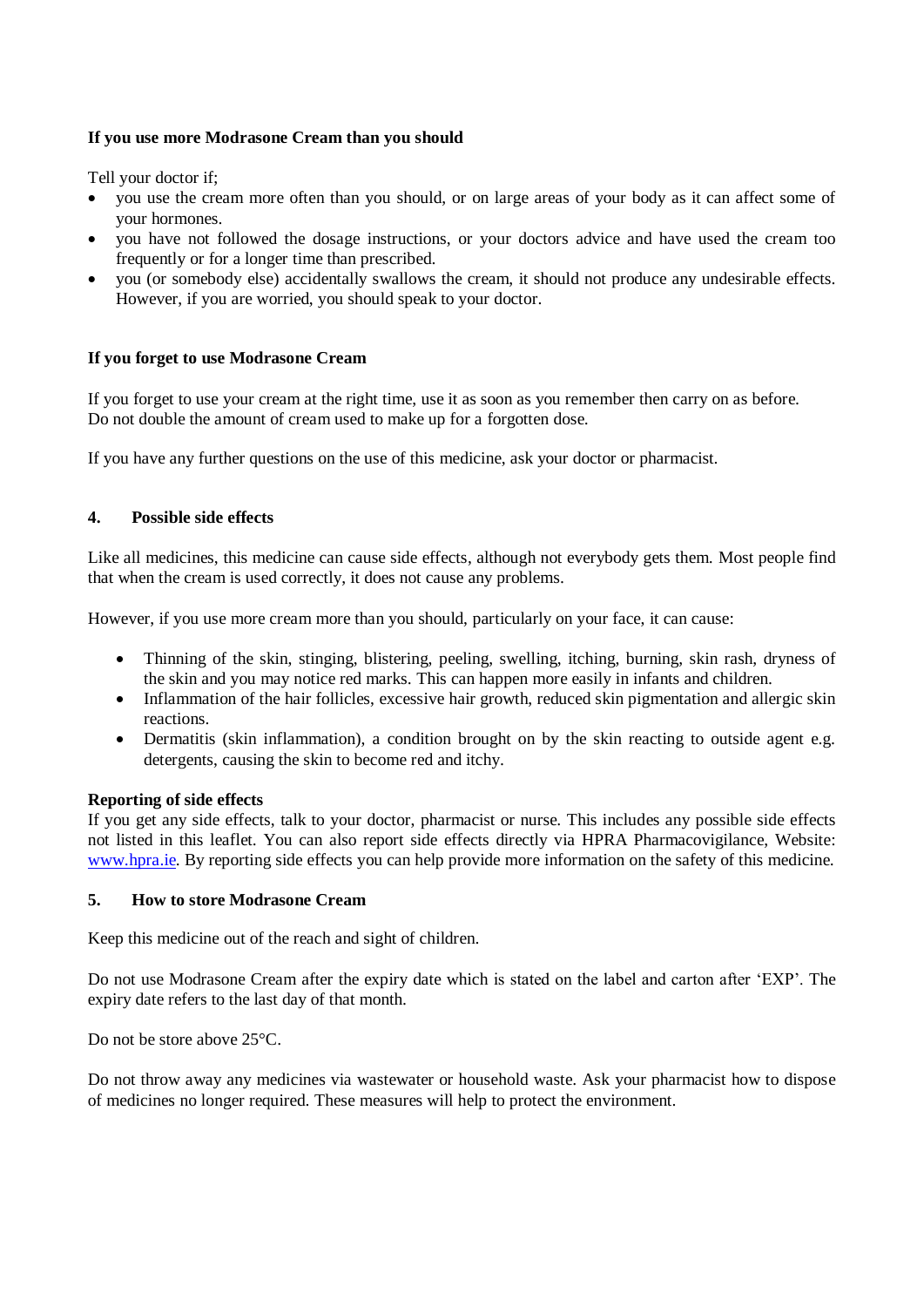**If you use more Modrasone Cream than you should**

Tell your doctor if;

- you use the cream more often than you should, or on large areas of your body as it can affect some of your hormones.
- you have not followed the dosage instructions, or your doctors advice and have used the cream too frequently or for a longer time than prescribed.
- you (or somebody else) accidentally swallows the cream, it should not produce any undesirable effects. However, if you are worried, you should speak to your doctor.

**If you forget to use Modrasone Cream**

If you forget to use your cream at the right time, use it as soon as you remember then carry on as before. Do not double the amount of cream used to make up for a forgotten dose.

If you have any further questions on the use of this medicine, ask your doctor or pharmacist.

## 4. Possible side effects

Like all medicines, this medicine can cause side effects, although not everybody gets them. Most people find that when the cream is used correctly, it does not cause any problems.

However, if you use more cream more than you should, particularly on your face, it can cause:

- Thinning of the skin, stinging, blistering, peeling, swelling, itching, burning, skin rash, dryness of the skin and you may notice red marks. This can happen more easily in infants and children.
- Inflammation of the hair follicles, excessive hair growth, reduced skin pigmentation and allergic skin reactions.
- Dermatitis (skin inflammation), a condition brought on by the skin reacting to outside agent e.g. detergents, causing the skin to become red and itchy.

**Reporting of side effects**

If you get any side effects, talk to your doctor, pharmacist or nurse. This includes any possible side effects not listed in this leaflet. You can also report side effects directly via HPRA Pharmacovigilance, Website: [www.hpra.ie](http://www.hpra.ie). By reporting side effects you can help provide more information on the safety of this medicine.

## 5. How to store Modrasone Cream

Keep this medicine out of the reach and sight of children.

Do not use Modrasone Cream after the expiry date which is stated on the label and carton after 'EXP'. The expiry date refers to the last day of that month.

Do not be store above 25°C.

Do not throw away any medicines via wastewater or household waste. Ask your pharmacist how to dispose of medicines no longer required. These measures will help to protect the environment.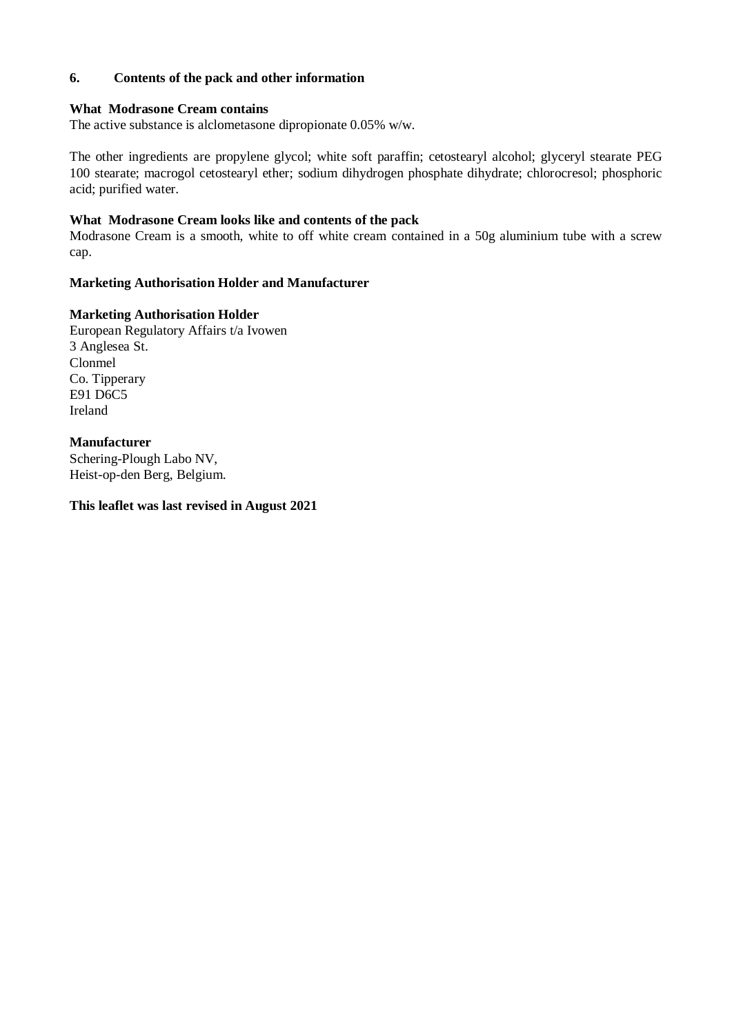## 6. Contents of the pack and other information

**What Modrasone Cream contains**

The active substance is alclometasone dipropionate 0.05% w/w.

The other ingredients are propylene glycol; white soft paraffin; cetostearyl alcohol; glyceryl stearate PEG 100 stearate; macrogol cetostearyl ether; sodium dihydrogen phosphate dihydrate; chlorocresol; phosphoric acid; purified water.

**What Modrasone Cream looks like and contents of the pack**

Modrasone Cream is a smooth, white to off white cream contained in a 50g aluminium tube with a screw cap.

**Marketing Authorisation Holder and Manufacturer**

**Marketing Authorisation Holder**

European Regulatory Affairs t/a Ivowen
3 Anglesea St.
Clonmel
Co. Tipperary
E91 D6C5
Ireland

**Manufacturer**

Schering-Plough Labo NV,
Heist-op-den Berg, Belgium.

**This leaflet was last revised in August 2021**